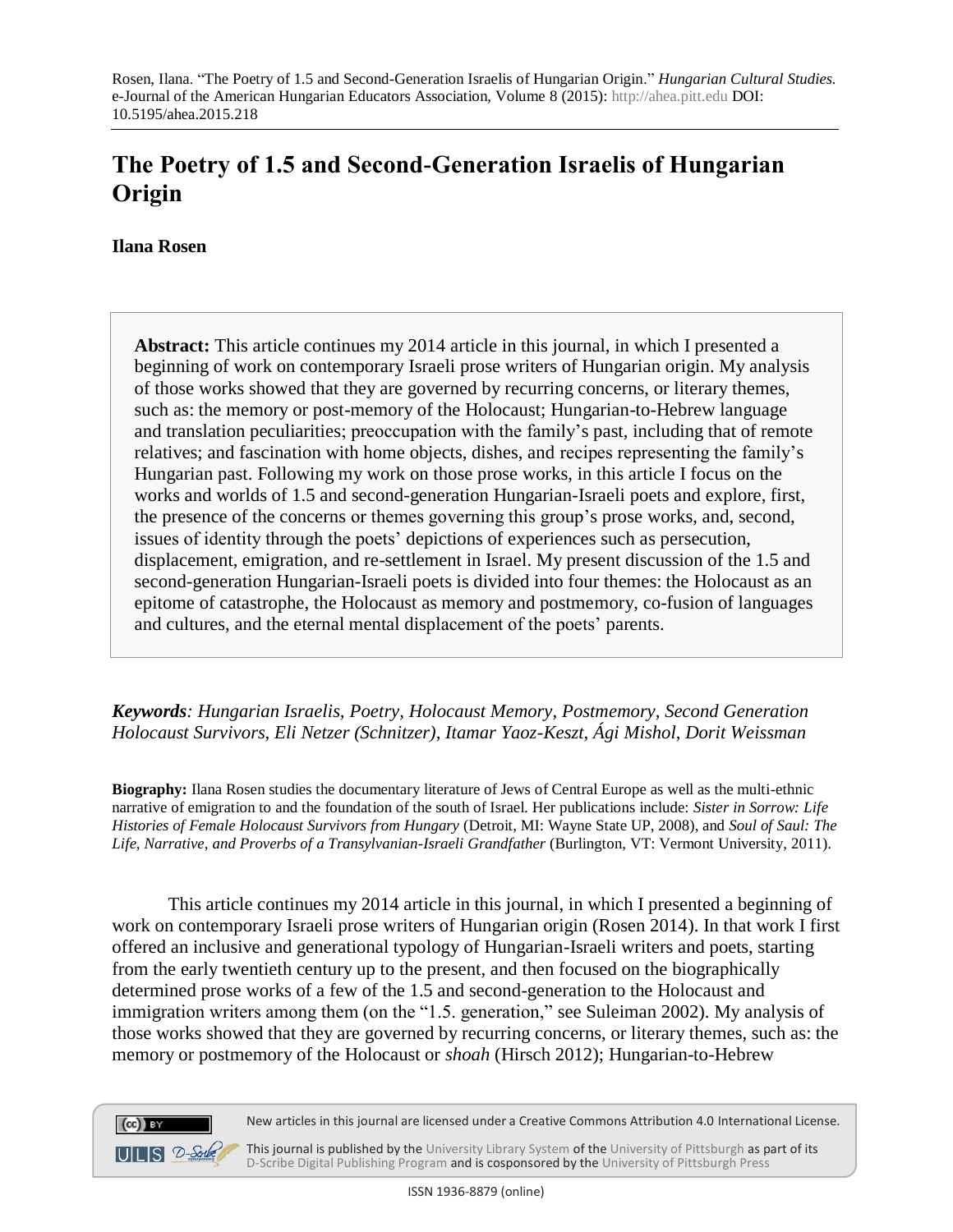Rosen, Ilana. "The Poetry of 1.5 and Second-Generation Israelis of Hungarian Origin." *Hungarian Cultural Studies.* e-Journal of the American Hungarian Educators Association, Volume 8 (2015): http://ahea.pitt.edu DOI: 10.5195/ahea.2015.218

# The Poetry of 1.5 and Second-Generation Israelis of Hungarian Origin

**Ilana Rosen**

**Abstract:** This article continues my 2014 article in this journal, in which I presented a beginning of work on contemporary Israeli prose writers of Hungarian origin. My analysis of those works showed that they are governed by recurring concerns, or literary themes, such as: the memory or post-memory of the Holocaust; Hungarian-to-Hebrew language and translation peculiarities; preoccupation with the family's past, including that of remote relatives; and fascination with home objects, dishes, and recipes representing the family's Hungarian past. Following my work on those prose works, in this article I focus on the works and worlds of 1.5 and second-generation Hungarian-Israeli poets and explore, first, the presence of the concerns or themes governing this group's prose works, and, second, issues of identity through the poets' depictions of experiences such as persecution, displacement, emigration, and re-settlement in Israel. My present discussion of the 1.5 and second-generation Hungarian-Israeli poets is divided into four themes: the Holocaust as an epitome of catastrophe, the Holocaust as memory and postmemory, co-fusion of languages and cultures, and the eternal mental displacement of the poets' parents.

***Keywords**: Hungarian Israelis, Poetry, Holocaust Memory, Postmemory, Second Generation Holocaust Survivors, Eli Netzer (Schnitzer), Itamar Yaoz-Keszt, Ági Mishol, Dorit Weissman*

**Biography:** Ilana Rosen studies the documentary literature of Jews of Central Europe as well as the multi-ethnic narrative of emigration to and the foundation of the south of Israel. Her publications include: *Sister in Sorrow: Life Histories of Female Holocaust Survivors from Hungary* (Detroit, MI: Wayne State UP, 2008), and *Soul of Saul: The Life, Narrative, and Proverbs of a Transylvanian-Israeli Grandfather* (Burlington, VT: Vermont University, 2011).

This article continues my 2014 article in this journal, in which I presented a beginning of work on contemporary Israeli prose writers of Hungarian origin (Rosen 2014). In that work I first offered an inclusive and generational typology of Hungarian-Israeli writers and poets, starting from the early twentieth century up to the present, and then focused on the biographically determined prose works of a few of the 1.5 and second-generation to the Holocaust and immigration writers among them (on the "1.5. generation," see Suleiman 2002). My analysis of those works showed that they are governed by recurring concerns, or literary themes, such as: the memory or postmemory of the Holocaust or *shoah* (Hirsch 2012); Hungarian-to-Hebrew

New articles in this journal are licensed under a Creative Commons Attribution 4.0 International License.

This journal is published by the University Library System of the University of Pittsburgh as part of its D-Scribe Digital Publishing Program and is cosponsored by the University of Pittsburgh Press

ISSN 1936-8879 (online)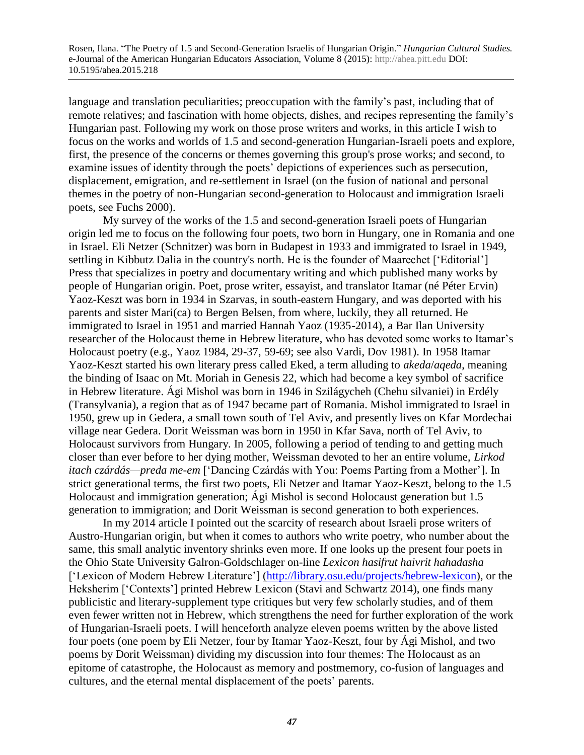language and translation peculiarities; preoccupation with the family's past, including that of remote relatives; and fascination with home objects, dishes, and recipes representing the family's Hungarian past. Following my work on those prose writers and works, in this article I wish to focus on the works and worlds of 1.5 and second-generation Hungarian-Israeli poets and explore, first, the presence of the concerns or themes governing this group's prose works; and second, to examine issues of identity through the poets' depictions of experiences such as persecution, displacement, emigration, and re-settlement in Israel (on the fusion of national and personal themes in the poetry of non-Hungarian second-generation to Holocaust and immigration Israeli poets, see Fuchs 2000).

My survey of the works of the 1.5 and second-generation Israeli poets of Hungarian origin led me to focus on the following four poets, two born in Hungary, one in Romania and one in Israel. Eli Netzer (Schnitzer) was born in Budapest in 1933 and immigrated to Israel in 1949, settling in Kibbutz Dalia in the country's north. He is the founder of Maarechet ['Editorial'] Press that specializes in poetry and documentary writing and which published many works by people of Hungarian origin. Poet, prose writer, essayist, and translator Itamar (né Péter Ervin) Yaoz-Keszt was born in 1934 in Szarvas, in south-eastern Hungary, and was deported with his parents and sister Mari(ca) to Bergen Belsen, from where, luckily, they all returned. He immigrated to Israel in 1951 and married Hannah Yaoz (1935-2014), a Bar Ilan University researcher of the Holocaust theme in Hebrew literature, who has devoted some works to Itamar's Holocaust poetry (e.g., Yaoz 1984, 29-37, 59-69; see also Vardi, Dov 1981). In 1958 Itamar Yaoz-Keszt started his own literary press called Eked, a term alluding to *akeda*/*aqeda*, meaning the binding of Isaac on Mt. Moriah in Genesis 22, which had become a key symbol of sacrifice in Hebrew literature. Ági Mishol was born in 1946 in Szilágycheh (Chehu silvaniei) in Erdély (Transylvania), a region that as of 1947 became part of Romania. Mishol immigrated to Israel in 1950, grew up in Gedera, a small town south of Tel Aviv, and presently lives on Kfar Mordechai village near Gedera. Dorit Weissman was born in 1950 in Kfar Sava, north of Tel Aviv, to Holocaust survivors from Hungary. In 2005, following a period of tending to and getting much closer than ever before to her dying mother, Weissman devoted to her an entire volume, *Lirkod itach czárdás—preda me-em* ['Dancing Czárdás with You: Poems Parting from a Mother']. In strict generational terms, the first two poets, Eli Netzer and Itamar Yaoz-Keszt, belong to the 1.5 Holocaust and immigration generation; Ági Mishol is second Holocaust generation but 1.5 generation to immigration; and Dorit Weissman is second generation to both experiences.

In my 2014 article I pointed out the scarcity of research about Israeli prose writers of Austro-Hungarian origin, but when it comes to authors who write poetry, who number about the same, this small analytic inventory shrinks even more. If one looks up the present four poets in the Ohio State University Galron-Goldschlager on-line *Lexicon hasifrut haivrit hahadasha* ['Lexicon of Modern Hebrew Literature'] (http://library.osu.edu/projects/hebrew-lexicon), or the Heksherim ['Contexts'] printed Hebrew Lexicon (Stavi and Schwartz 2014), one finds many publicistic and literary-supplement type critiques but very few scholarly studies, and of them even fewer written not in Hebrew, which strengthens the need for further exploration of the work of Hungarian-Israeli poets. I will henceforth analyze eleven poems written by the above listed four poets (one poem by Eli Netzer, four by Itamar Yaoz-Keszt, four by Ági Mishol, and two poems by Dorit Weissman) dividing my discussion into four themes: The Holocaust as an epitome of catastrophe, the Holocaust as memory and postmemory, co-fusion of languages and cultures, and the eternal mental displacement of the poets' parents.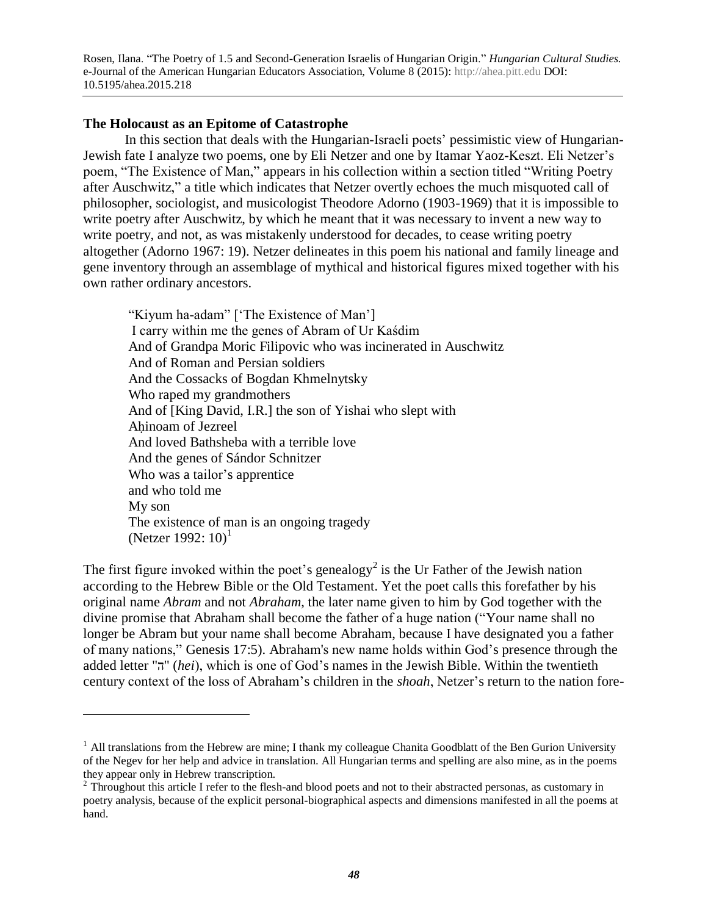## The Holocaust as an Epitome of Catastrophe

In this section that deals with the Hungarian-Israeli poets' pessimistic view of Hungarian-Jewish fate I analyze two poems, one by Eli Netzer and one by Itamar Yaoz-Keszt. Eli Netzer's poem, "The Existence of Man," appears in his collection within a section titled "Writing Poetry after Auschwitz," a title which indicates that Netzer overtly echoes the much misquoted call of philosopher, sociologist, and musicologist Theodore Adorno (1903-1969) that it is impossible to write poetry after Auschwitz, by which he meant that it was necessary to invent a new way to write poetry, and not, as was mistakenly understood for decades, to cease writing poetry altogether (Adorno 1967: 19). Netzer delineates in this poem his national and family lineage and gene inventory through an assemblage of mythical and historical figures mixed together with his own rather ordinary ancestors.

> "Kiyum ha-adam" ['The Existence of Man']
> I carry within me the genes of Abram of Ur Kaśdim
> And of Grandpa Moric Filipovic who was incinerated in Auschwitz
> And of Roman and Persian soldiers
> And the Cossacks of Bogdan Khmelnytsky
> Who raped my grandmothers
> And of [King David, I.R.] the son of Yishai who slept with
> Aḥinoam of Jezreel
> And loved Bathsheba with a terrible love
> And the genes of Sándor Schnitzer
> Who was a tailor's apprentice
> and who told me
> My son
> The existence of man is an ongoing tragedy
> (Netzer 1992: 10)[1]

The first figure invoked within the poet's genealogy[2] is the Ur Father of the Jewish nation according to the Hebrew Bible or the Old Testament. Yet the poet calls this forefather by his original name *Abram* and not *Abraham*, the later name given to him by God together with the divine promise that Abraham shall become the father of a huge nation ("Your name shall no longer be Abram but your name shall become Abraham, because I have designated you a father of many nations," Genesis 17:5). Abraham's new name holds within God's presence through the added letter "ה" (*hei*), which is one of God's names in the Jewish Bible. Within the twentieth century context of the loss of Abraham's children in the *shoah*, Netzer's return to the nation fore-

---

[1] All translations from the Hebrew are mine; I thank my colleague Chanita Goodblatt of the Ben Gurion University of the Negev for her help and advice in translation. All Hungarian terms and spelling are also mine, as in the poems they appear only in Hebrew transcription.

[2] Throughout this article I refer to the flesh-and blood poets and not to their abstracted personas, as customary in poetry analysis, because of the explicit personal-biographical aspects and dimensions manifested in all the poems at hand.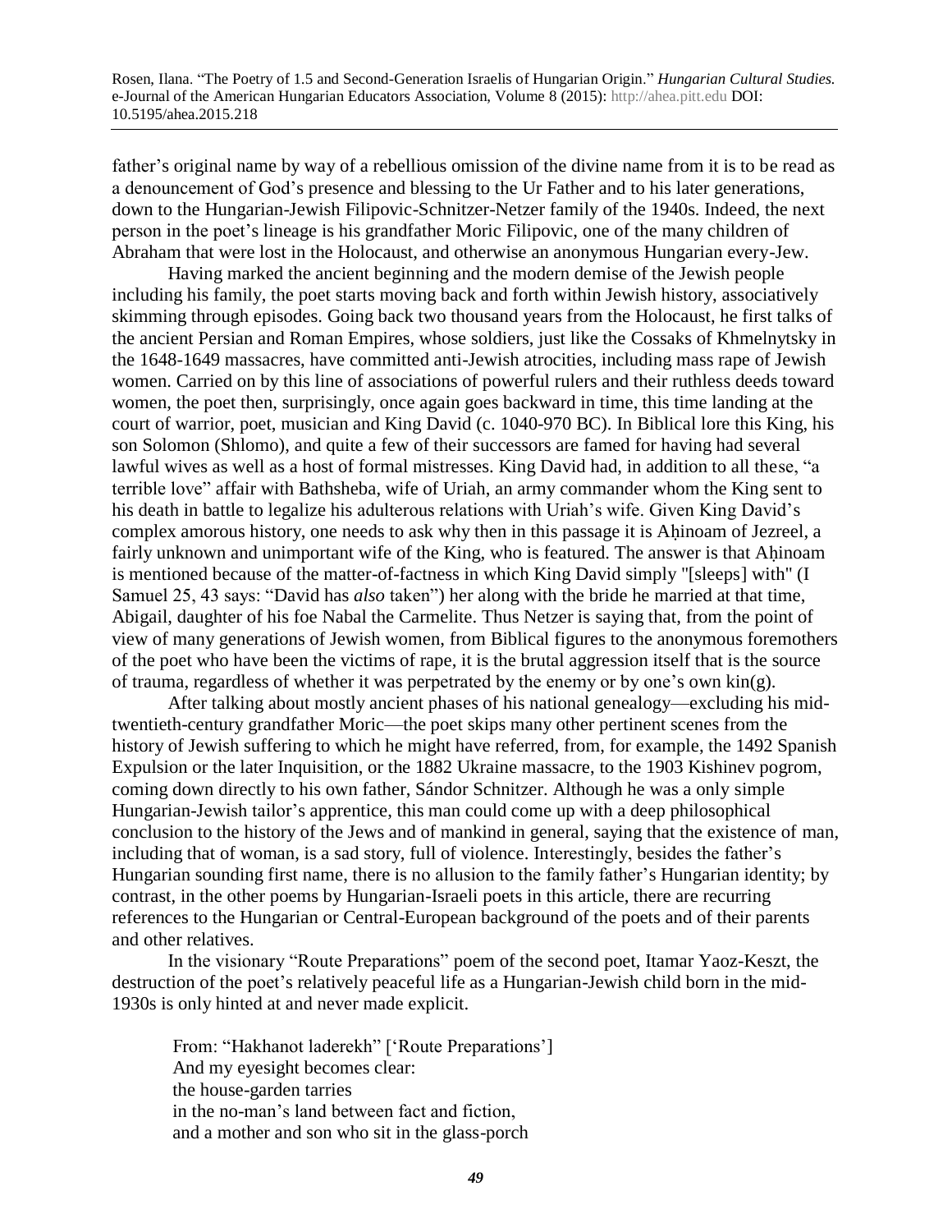father's original name by way of a rebellious omission of the divine name from it is to be read as a denouncement of God's presence and blessing to the Ur Father and to his later generations, down to the Hungarian-Jewish Filipovic-Schnitzer-Netzer family of the 1940s. Indeed, the next person in the poet's lineage is his grandfather Moric Filipovic, one of the many children of Abraham that were lost in the Holocaust, and otherwise an anonymous Hungarian every-Jew.

Having marked the ancient beginning and the modern demise of the Jewish people including his family, the poet starts moving back and forth within Jewish history, associatively skimming through episodes. Going back two thousand years from the Holocaust, he first talks of the ancient Persian and Roman Empires, whose soldiers, just like the Cossaks of Khmelnytsky in the 1648-1649 massacres, have committed anti-Jewish atrocities, including mass rape of Jewish women. Carried on by this line of associations of powerful rulers and their ruthless deeds toward women, the poet then, surprisingly, once again goes backward in time, this time landing at the court of warrior, poet, musician and King David (c. 1040-970 BC). In Biblical lore this King, his son Solomon (Shlomo), and quite a few of their successors are famed for having had several lawful wives as well as a host of formal mistresses. King David had, in addition to all these, "a terrible love" affair with Bathsheba, wife of Uriah, an army commander whom the King sent to his death in battle to legalize his adulterous relations with Uriah's wife. Given King David's complex amorous history, one needs to ask why then in this passage it is Aḥinoam of Jezreel, a fairly unknown and unimportant wife of the King, who is featured. The answer is that Aḥinoam is mentioned because of the matter-of-factness in which King David simply "[sleeps] with" (I Samuel 25, 43 says: "David has *also* taken") her along with the bride he married at that time, Abigail, daughter of his foe Nabal the Carmelite. Thus Netzer is saying that, from the point of view of many generations of Jewish women, from Biblical figures to the anonymous foremothers of the poet who have been the victims of rape, it is the brutal aggression itself that is the source of trauma, regardless of whether it was perpetrated by the enemy or by one's own kin(g).

After talking about mostly ancient phases of his national genealogy—excluding his mid-twentieth-century grandfather Moric—the poet skips many other pertinent scenes from the history of Jewish suffering to which he might have referred, from, for example, the 1492 Spanish Expulsion or the later Inquisition, or the 1882 Ukraine massacre, to the 1903 Kishinev pogrom, coming down directly to his own father, Sándor Schnitzer. Although he was a only simple Hungarian-Jewish tailor's apprentice, this man could come up with a deep philosophical conclusion to the history of the Jews and of mankind in general, saying that the existence of man, including that of woman, is a sad story, full of violence. Interestingly, besides the father's Hungarian sounding first name, there is no allusion to the family father's Hungarian identity; by contrast, in the other poems by Hungarian-Israeli poets in this article, there are recurring references to the Hungarian or Central-European background of the poets and of their parents and other relatives.

In the visionary "Route Preparations" poem of the second poet, Itamar Yaoz-Keszt, the destruction of the poet's relatively peaceful life as a Hungarian-Jewish child born in the mid-1930s is only hinted at and never made explicit.

> From: "Hakhanot laderekh" ['Route Preparations']
> And my eyesight becomes clear:
> the house-garden tarries
> in the no-man's land between fact and fiction,
> and a mother and son who sit in the glass-porch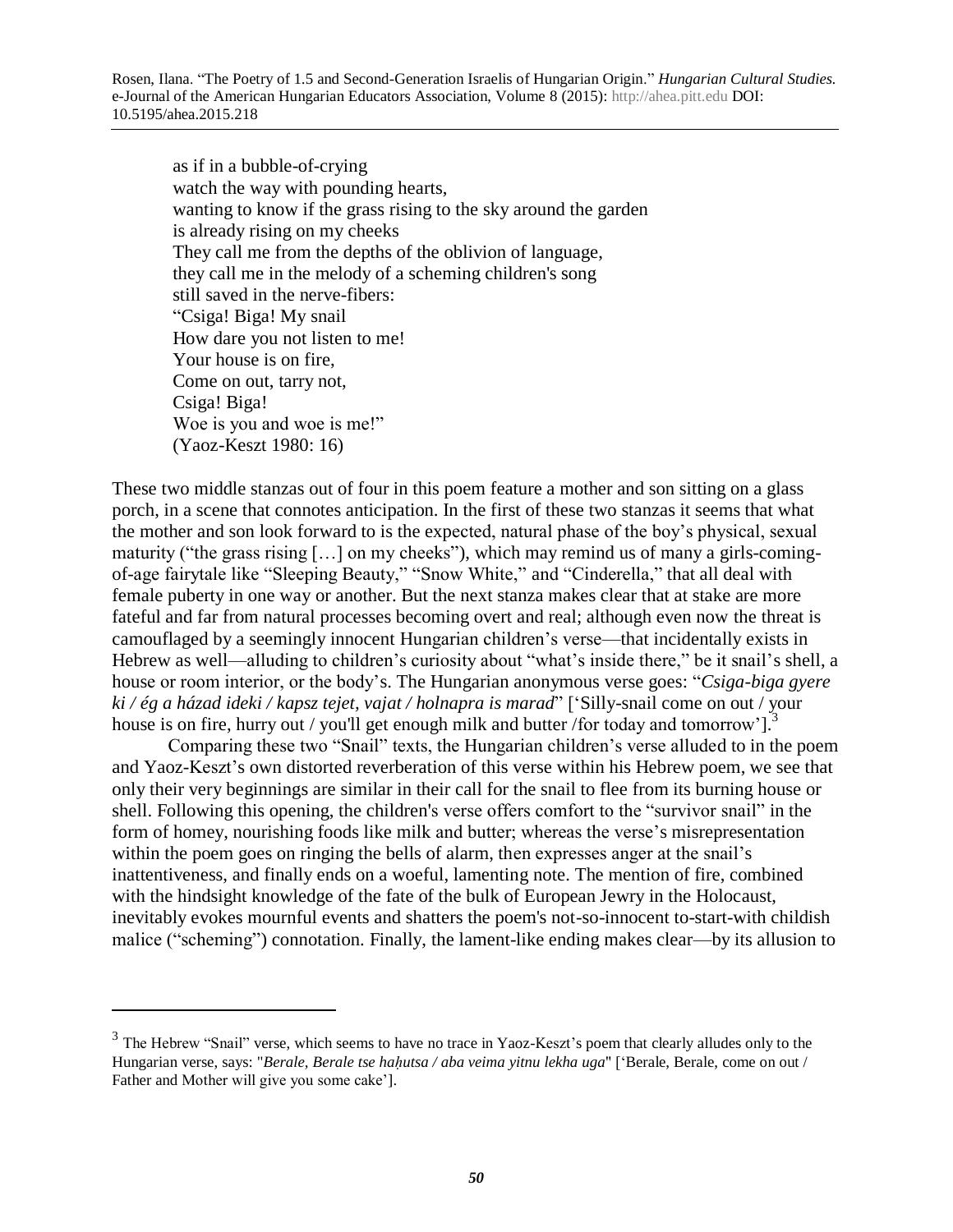as if in a bubble-of-crying  
watch the way with pounding hearts,  
wanting to know if the grass rising to the sky around the garden  
is already rising on my cheeks  
They call me from the depths of the oblivion of language,  
they call me in the melody of a scheming children's song  
still saved in the nerve-fibers:  
"Csiga! Biga! My snail  
How dare you not listen to me!  
Your house is on fire,  
Come on out, tarry not,  
Csiga! Biga!  
Woe is you and woe is me!"  
(Yaoz-Keszt 1980: 16)

These two middle stanzas out of four in this poem feature a mother and son sitting on a glass porch, in a scene that connotes anticipation. In the first of these two stanzas it seems that what the mother and son look forward to is the expected, natural phase of the boy's physical, sexual maturity ("the grass rising […] on my cheeks"), which may remind us of many a girls-coming-of-age fairytale like "Sleeping Beauty," "Snow White," and "Cinderella," that all deal with female puberty in one way or another. But the next stanza makes clear that at stake are more fateful and far from natural processes becoming overt and real; although even now the threat is camouflaged by a seemingly innocent Hungarian children's verse—that incidentally exists in Hebrew as well—alluding to children's curiosity about "what's inside there," be it snail's shell, a house or room interior, or the body's. The Hungarian anonymous verse goes: "*Csiga-biga gyere ki / ég a házad ideki / kapsz tejet, vajat / holnapra is marad*" ['Silly-snail come on out / your house is on fire, hurry out / you'll get enough milk and butter /for today and tomorrow'].[3]

Comparing these two "Snail" texts, the Hungarian children's verse alluded to in the poem and Yaoz-Keszt's own distorted reverberation of this verse within his Hebrew poem, we see that only their very beginnings are similar in their call for the snail to flee from its burning house or shell. Following this opening, the children's verse offers comfort to the "survivor snail" in the form of homey, nourishing foods like milk and butter; whereas the verse's misrepresentation within the poem goes on ringing the bells of alarm, then expresses anger at the snail's inattentiveness, and finally ends on a woeful, lamenting note. The mention of fire, combined with the hindsight knowledge of the fate of the bulk of European Jewry in the Holocaust, inevitably evokes mournful events and shatters the poem's not-so-innocent to-start-with childish malice ("scheming") connotation. Finally, the lament-like ending makes clear—by its allusion to

---

[3] The Hebrew "Snail" verse, which seems to have no trace in Yaoz-Keszt's poem that clearly alludes only to the Hungarian verse, says: "*Berale, Berale tse haḥutsa / aba veima yitnu lekha uga*" ['Berale, Berale, come on out / Father and Mother will give you some cake'].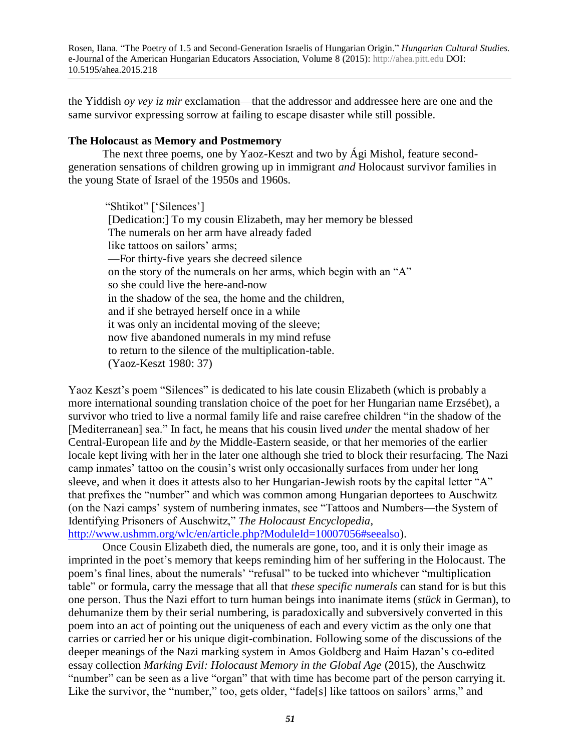the Yiddish *oy vey iz mir* exclamation—that the addressor and addressee here are one and the same survivor expressing sorrow at failing to escape disaster while still possible.

**The Holocaust as Memory and Postmemory**

The next three poems, one by Yaoz-Keszt and two by Ági Mishol, feature second-generation sensations of children growing up in immigrant *and* Holocaust survivor families in the young State of Israel of the 1950s and 1960s.

> "Shtikot" ['Silences']
> [Dedication:] To my cousin Elizabeth, may her memory be blessed
> The numerals on her arm have already faded
> like tattoos on sailors' arms;
> —For thirty-five years she decreed silence
> on the story of the numerals on her arms, which begin with an "A"
> so she could live the here-and-now
> in the shadow of the sea, the home and the children,
> and if she betrayed herself once in a while
> it was only an incidental moving of the sleeve;
> now five abandoned numerals in my mind refuse
> to return to the silence of the multiplication-table.
> (Yaoz-Keszt 1980: 37)

Yaoz Keszt's poem "Silences" is dedicated to his late cousin Elizabeth (which is probably a more international sounding translation choice of the poet for her Hungarian name Erzsébet), a survivor who tried to live a normal family life and raise carefree children "in the shadow of the [Mediterranean] sea." In fact, he means that his cousin lived *under* the mental shadow of her Central-European life and *by* the Middle-Eastern seaside, or that her memories of the earlier locale kept living with her in the later one although she tried to block their resurfacing. The Nazi camp inmates' tattoo on the cousin's wrist only occasionally surfaces from under her long sleeve, and when it does it attests also to her Hungarian-Jewish roots by the capital letter "A" that prefixes the "number" and which was common among Hungarian deportees to Auschwitz (on the Nazi camps' system of numbering inmates, see "Tattoos and Numbers—the System of Identifying Prisoners of Auschwitz," *The Holocaust Encyclopedia*, http://www.ushmm.org/wlc/en/article.php?ModuleId=10007056#seealso).

Once Cousin Elizabeth died, the numerals are gone, too, and it is only their image as imprinted in the poet's memory that keeps reminding him of her suffering in the Holocaust. The poem's final lines, about the numerals' "refusal" to be tucked into whichever "multiplication table" or formula, carry the message that all that *these specific numerals* can stand for is but this one person. Thus the Nazi effort to turn human beings into inanimate items (*stück* in German), to dehumanize them by their serial numbering, is paradoxically and subversively converted in this poem into an act of pointing out the uniqueness of each and every victim as the only one that carries or carried her or his unique digit-combination. Following some of the discussions of the deeper meanings of the Nazi marking system in Amos Goldberg and Haim Hazan's co-edited essay collection *Marking Evil: Holocaust Memory in the Global Age* (2015), the Auschwitz "number" can be seen as a live "organ" that with time has become part of the person carrying it. Like the survivor, the "number," too, gets older, "fade[s] like tattoos on sailors' arms," and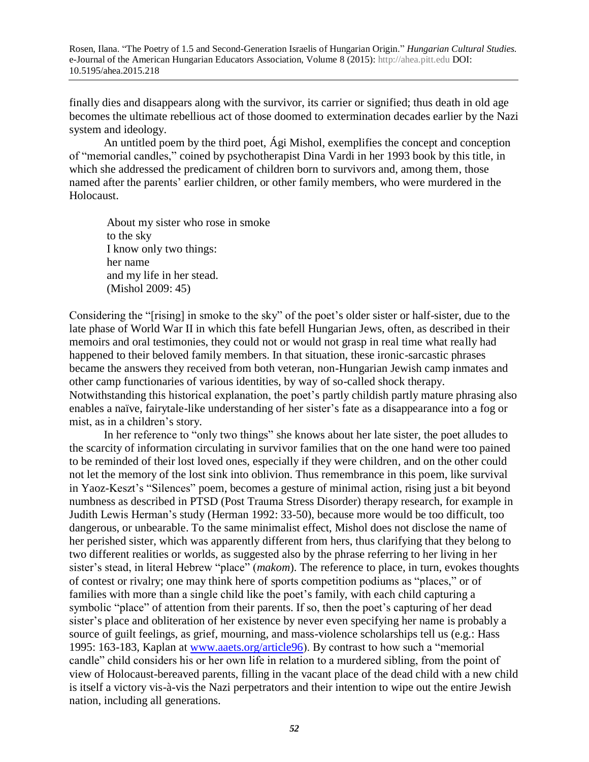finally dies and disappears along with the survivor, its carrier or signified; thus death in old age becomes the ultimate rebellious act of those doomed to extermination decades earlier by the Nazi system and ideology.

An untitled poem by the third poet, Ági Mishol, exemplifies the concept and conception of "memorial candles," coined by psychotherapist Dina Vardi in her 1993 book by this title, in which she addressed the predicament of children born to survivors and, among them, those named after the parents' earlier children, or other family members, who were murdered in the Holocaust.

> About my sister who rose in smoke
> to the sky
> I know only two things:
> her name
> and my life in her stead.
> (Mishol 2009: 45)

Considering the "[rising] in smoke to the sky" of the poet's older sister or half-sister, due to the late phase of World War II in which this fate befell Hungarian Jews, often, as described in their memoirs and oral testimonies, they could not or would not grasp in real time what really had happened to their beloved family members. In that situation, these ironic-sarcastic phrases became the answers they received from both veteran, non-Hungarian Jewish camp inmates and other camp functionaries of various identities, by way of so-called shock therapy. Notwithstanding this historical explanation, the poet's partly childish partly mature phrasing also enables a naïve, fairytale-like understanding of her sister's fate as a disappearance into a fog or mist, as in a children's story.

In her reference to "only two things" she knows about her late sister, the poet alludes to the scarcity of information circulating in survivor families that on the one hand were too pained to be reminded of their lost loved ones, especially if they were children, and on the other could not let the memory of the lost sink into oblivion. Thus remembrance in this poem, like survival in Yaoz-Keszt's "Silences" poem, becomes a gesture of minimal action, rising just a bit beyond numbness as described in PTSD (Post Trauma Stress Disorder) therapy research, for example in Judith Lewis Herman's study (Herman 1992: 33-50), because more would be too difficult, too dangerous, or unbearable. To the same minimalist effect, Mishol does not disclose the name of her perished sister, which was apparently different from hers, thus clarifying that they belong to two different realities or worlds, as suggested also by the phrase referring to her living in her sister's stead, in literal Hebrew "place" (*makom*). The reference to place, in turn, evokes thoughts of contest or rivalry; one may think here of sports competition podiums as "places," or of families with more than a single child like the poet's family, with each child capturing a symbolic "place" of attention from their parents. If so, then the poet's capturing of her dead sister's place and obliteration of her existence by never even specifying her name is probably a source of guilt feelings, as grief, mourning, and mass-violence scholarships tell us (e.g.: Hass 1995: 163-183, Kaplan at [www.aaets.org/article96](www.aaets.org/article96)). By contrast to how such a "memorial candle" child considers his or her own life in relation to a murdered sibling, from the point of view of Holocaust-bereaved parents, filling in the vacant place of the dead child with a new child is itself a victory vis-à-vis the Nazi perpetrators and their intention to wipe out the entire Jewish nation, including all generations.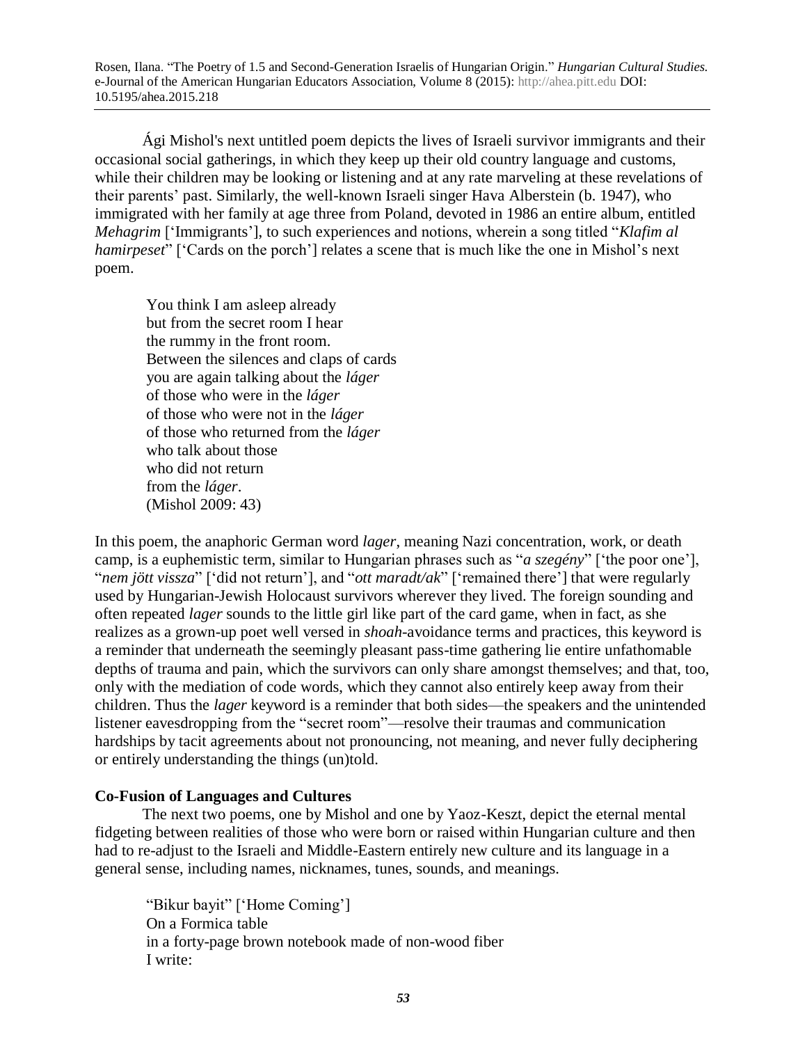Ági Mishol's next untitled poem depicts the lives of Israeli survivor immigrants and their occasional social gatherings, in which they keep up their old country language and customs, while their children may be looking or listening and at any rate marveling at these revelations of their parents' past. Similarly, the well-known Israeli singer Hava Alberstein (b. 1947), who immigrated with her family at age three from Poland, devoted in 1986 an entire album, entitled *Mehagrim* ['Immigrants'], to such experiences and notions, wherein a song titled "*Klafim al hamirpeset*" ['Cards on the porch'] relates a scene that is much like the one in Mishol's next poem.

> You think I am asleep already
> but from the secret room I hear
> the rummy in the front room.
> Between the silences and claps of cards
> you are again talking about the *láger*
> of those who were in the *láger*
> of those who were not in the *láger*
> of those who returned from the *láger*
> who talk about those
> who did not return
> from the *láger*.
> (Mishol 2009: 43)

In this poem, the anaphoric German word *lager*, meaning Nazi concentration, work, or death camp, is a euphemistic term, similar to Hungarian phrases such as "*a szegény*" ['the poor one'], "*nem jött vissza*" ['did not return'], and "*ott maradt/ak*" ['remained there'] that were regularly used by Hungarian-Jewish Holocaust survivors wherever they lived. The foreign sounding and often repeated *lager* sounds to the little girl like part of the card game, when in fact, as she realizes as a grown-up poet well versed in *shoah*-avoidance terms and practices, this keyword is a reminder that underneath the seemingly pleasant pass-time gathering lie entire unfathomable depths of trauma and pain, which the survivors can only share amongst themselves; and that, too, only with the mediation of code words, which they cannot also entirely keep away from their children. Thus the *lager* keyword is a reminder that both sides—the speakers and the unintended listener eavesdropping from the "secret room"—resolve their traumas and communication hardships by tacit agreements about not pronouncing, not meaning, and never fully deciphering or entirely understanding the things (un)told.

**Co-Fusion of Languages and Cultures**

The next two poems, one by Mishol and one by Yaoz-Keszt, depict the eternal mental fidgeting between realities of those who were born or raised within Hungarian culture and then had to re-adjust to the Israeli and Middle-Eastern entirely new culture and its language in a general sense, including names, nicknames, tunes, sounds, and meanings.

> "Bikur bayit" ['Home Coming']
> On a Formica table
> in a forty-page brown notebook made of non-wood fiber
> I write: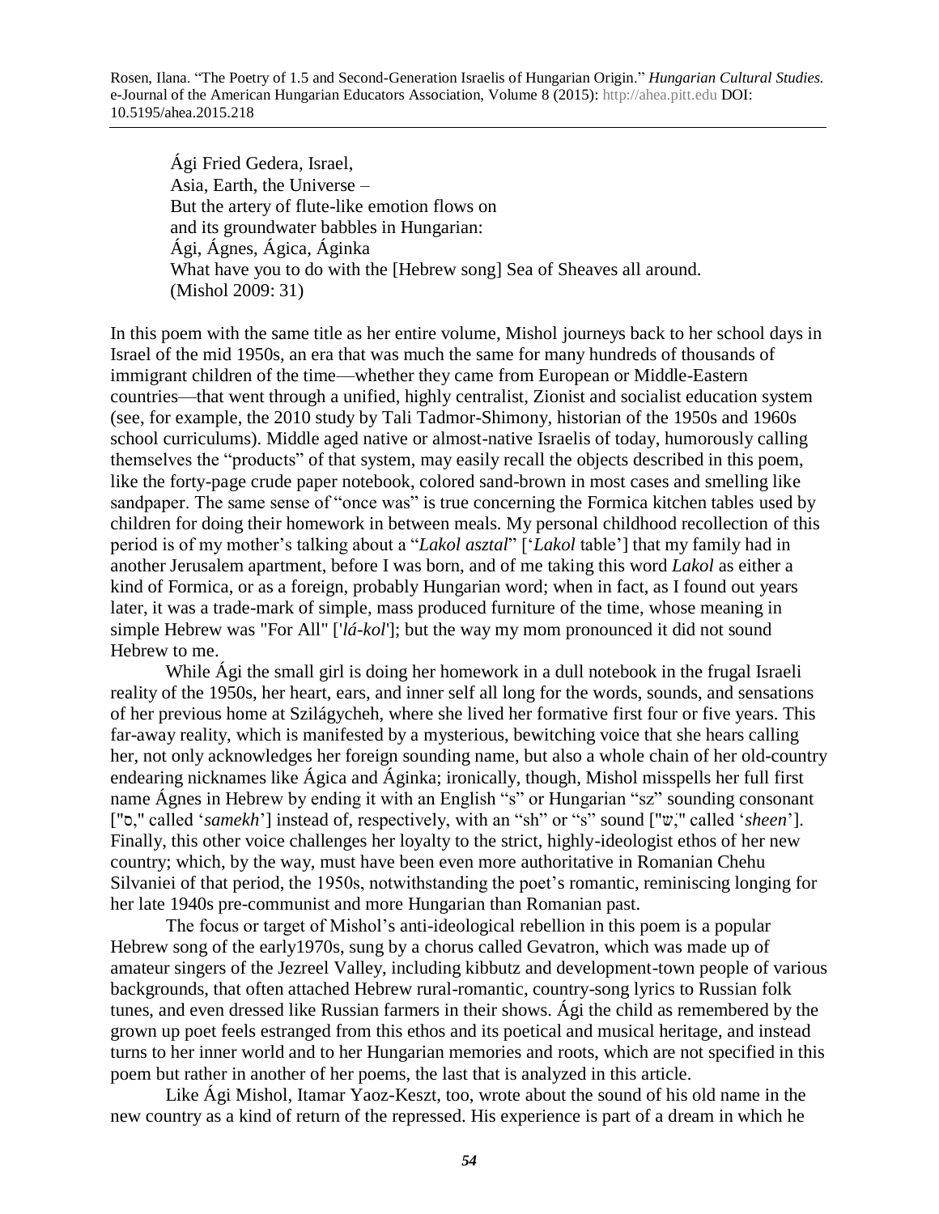> Ági Fried Gedera, Israel,
> Asia, Earth, the Universe –
> But the artery of flute-like emotion flows on
> and its groundwater babbles in Hungarian:
> Ági, Ágnes, Ágica, Áginka
> What have you to do with the [Hebrew song] Sea of Sheaves all around.
> (Mishol 2009: 31)

In this poem with the same title as her entire volume, Mishol journeys back to her school days in Israel of the mid 1950s, an era that was much the same for many hundreds of thousands of immigrant children of the time—whether they came from European or Middle-Eastern countries—that went through a unified, highly centralist, Zionist and socialist education system (see, for example, the 2010 study by Tali Tadmor-Shimony, historian of the 1950s and 1960s school curriculums). Middle aged native or almost-native Israelis of today, humorously calling themselves the "products" of that system, may easily recall the objects described in this poem, like the forty-page crude paper notebook, colored sand-brown in most cases and smelling like sandpaper. The same sense of "once was" is true concerning the Formica kitchen tables used by children for doing their homework in between meals. My personal childhood recollection of this period is of my mother's talking about a "*Lakol asztal*" ['*Lakol* table'] that my family had in another Jerusalem apartment, before I was born, and of me taking this word *Lakol* as either a kind of Formica, or as a foreign, probably Hungarian word; when in fact, as I found out years later, it was a trade-mark of simple, mass produced furniture of the time, whose meaning in simple Hebrew was "For All" ['*lá-kol*']; but the way my mom pronounced it did not sound Hebrew to me.

While Ági the small girl is doing her homework in a dull notebook in the frugal Israeli reality of the 1950s, her heart, ears, and inner self all long for the words, sounds, and sensations of her previous home at Szilágycheh, where she lived her formative first four or five years. This far-away reality, which is manifested by a mysterious, bewitching voice that she hears calling her, not only acknowledges her foreign sounding name, but also a whole chain of her old-country endearing nicknames like Ágica and Áginka; ironically, though, Mishol misspells her full first name Ágnes in Hebrew by ending it with an English "s" or Hungarian "sz" sounding consonant ["ס," called '*samekh*'] instead of, respectively, with an "sh" or "s" sound ["שׁ," called '*sheen*']. Finally, this other voice challenges her loyalty to the strict, highly-ideologist ethos of her new country; which, by the way, must have been even more authoritative in Romanian Chehu Silvaniei of that period, the 1950s, notwithstanding the poet's romantic, reminiscing longing for her late 1940s pre-communist and more Hungarian than Romanian past.

The focus or target of Mishol's anti-ideological rebellion in this poem is a popular Hebrew song of the early1970s, sung by a chorus called Gevatron, which was made up of amateur singers of the Jezreel Valley, including kibbutz and development-town people of various backgrounds, that often attached Hebrew rural-romantic, country-song lyrics to Russian folk tunes, and even dressed like Russian farmers in their shows. Ági the child as remembered by the grown up poet feels estranged from this ethos and its poetical and musical heritage, and instead turns to her inner world and to her Hungarian memories and roots, which are not specified in this poem but rather in another of her poems, the last that is analyzed in this article.

Like Ági Mishol, Itamar Yaoz-Keszt, too, wrote about the sound of his old name in the new country as a kind of return of the repressed. His experience is part of a dream in which he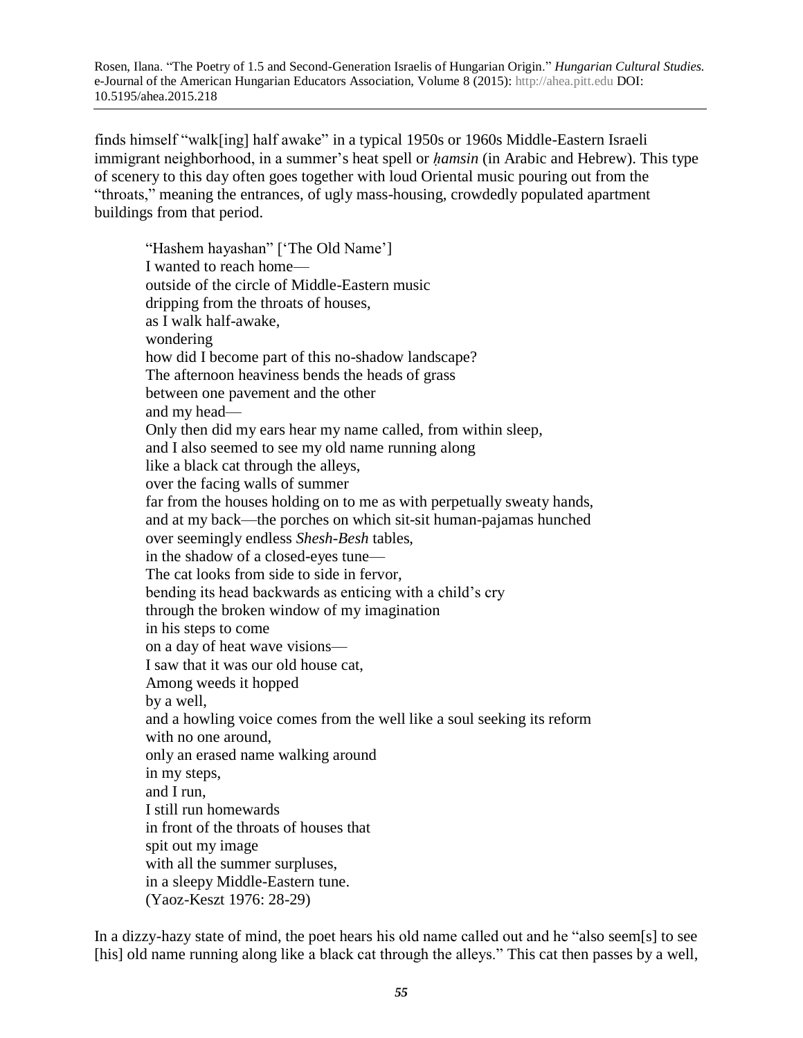finds himself "walk[ing] half awake" in a typical 1950s or 1960s Middle-Eastern Israeli immigrant neighborhood, in a summer's heat spell or *ḥamsin* (in Arabic and Hebrew). This type of scenery to this day often goes together with loud Oriental music pouring out from the "throats," meaning the entrances, of ugly mass-housing, crowdedly populated apartment buildings from that period.

> "Hashem hayashan" ['The Old Name']
> I wanted to reach home—
> outside of the circle of Middle-Eastern music
> dripping from the throats of houses,
> as I walk half-awake,
> wondering
> how did I become part of this no-shadow landscape?
> The afternoon heaviness bends the heads of grass
> between one pavement and the other
> and my head—
> Only then did my ears hear my name called, from within sleep,
> and I also seemed to see my old name running along
> like a black cat through the alleys,
> over the facing walls of summer
> far from the houses holding on to me as with perpetually sweaty hands,
> and at my back—the porches on which sit-sit human-pajamas hunched
> over seemingly endless *Shesh-Besh* tables,
> in the shadow of a closed-eyes tune—
> The cat looks from side to side in fervor,
> bending its head backwards as enticing with a child's cry
> through the broken window of my imagination
> in his steps to come
> on a day of heat wave visions—
> I saw that it was our old house cat,
> Among weeds it hopped
> by a well,
> and a howling voice comes from the well like a soul seeking its reform
> with no one around,
> only an erased name walking around
> in my steps,
> and I run,
> I still run homewards
> in front of the throats of houses that
> spit out my image
> with all the summer surpluses,
> in a sleepy Middle-Eastern tune.
> (Yaoz-Keszt 1976: 28-29)

In a dizzy-hazy state of mind, the poet hears his old name called out and he "also seem[s] to see [his] old name running along like a black cat through the alleys." This cat then passes by a well,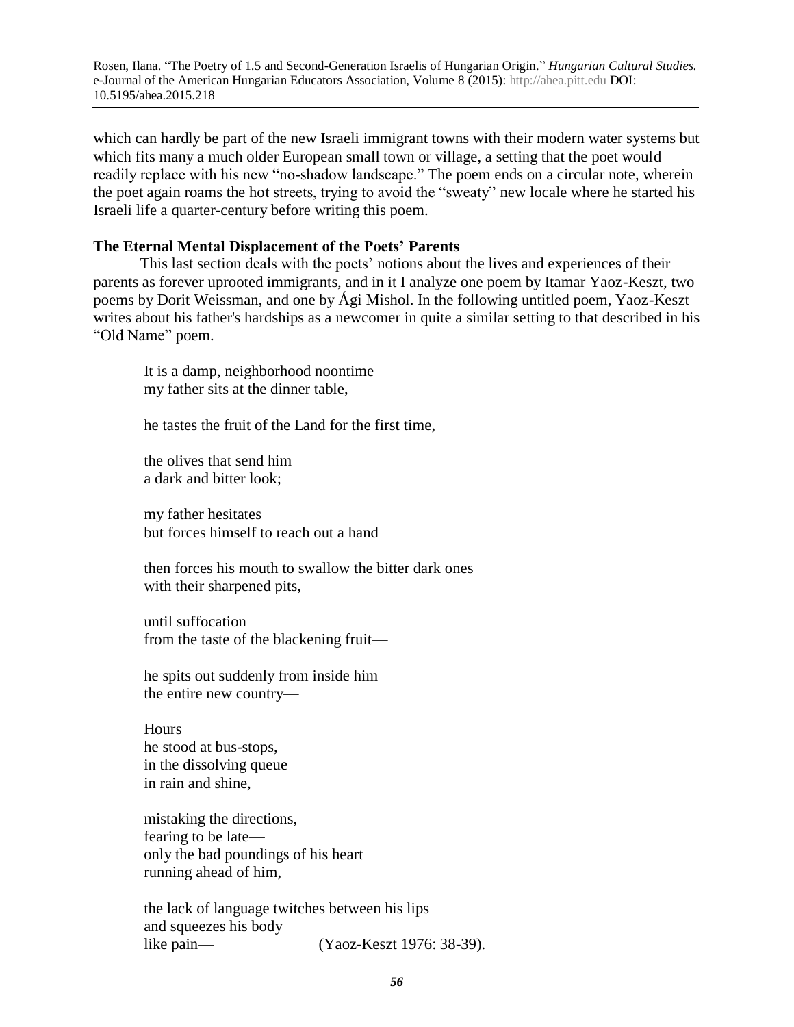which can hardly be part of the new Israeli immigrant towns with their modern water systems but which fits many a much older European small town or village, a setting that the poet would readily replace with his new "no-shadow landscape." The poem ends on a circular note, wherein the poet again roams the hot streets, trying to avoid the "sweaty" new locale where he started his Israeli life a quarter-century before writing this poem.

**The Eternal Mental Displacement of the Poets' Parents**

This last section deals with the poets' notions about the lives and experiences of their parents as forever uprooted immigrants, and in it I analyze one poem by Itamar Yaoz-Keszt, two poems by Dorit Weissman, and one by Ági Mishol. In the following untitled poem, Yaoz-Keszt writes about his father's hardships as a newcomer in quite a similar setting to that described in his "Old Name" poem.

> It is a damp, neighborhood noontime—
> my father sits at the dinner table,
>
> he tastes the fruit of the Land for the first time,
>
> the olives that send him
> a dark and bitter look;
>
> my father hesitates
> but forces himself to reach out a hand
>
> then forces his mouth to swallow the bitter dark ones
> with their sharpened pits,
>
> until suffocation
> from the taste of the blackening fruit—
>
> he spits out suddenly from inside him
> the entire new country—
>
> Hours
> he stood at bus-stops,
> in the dissolving queue
> in rain and shine,
>
> mistaking the directions,
> fearing to be late—
> only the bad poundings of his heart
> running ahead of him,
>
> the lack of language twitches between his lips
> and squeezes his body
> like pain— (Yaoz-Keszt 1976: 38-39).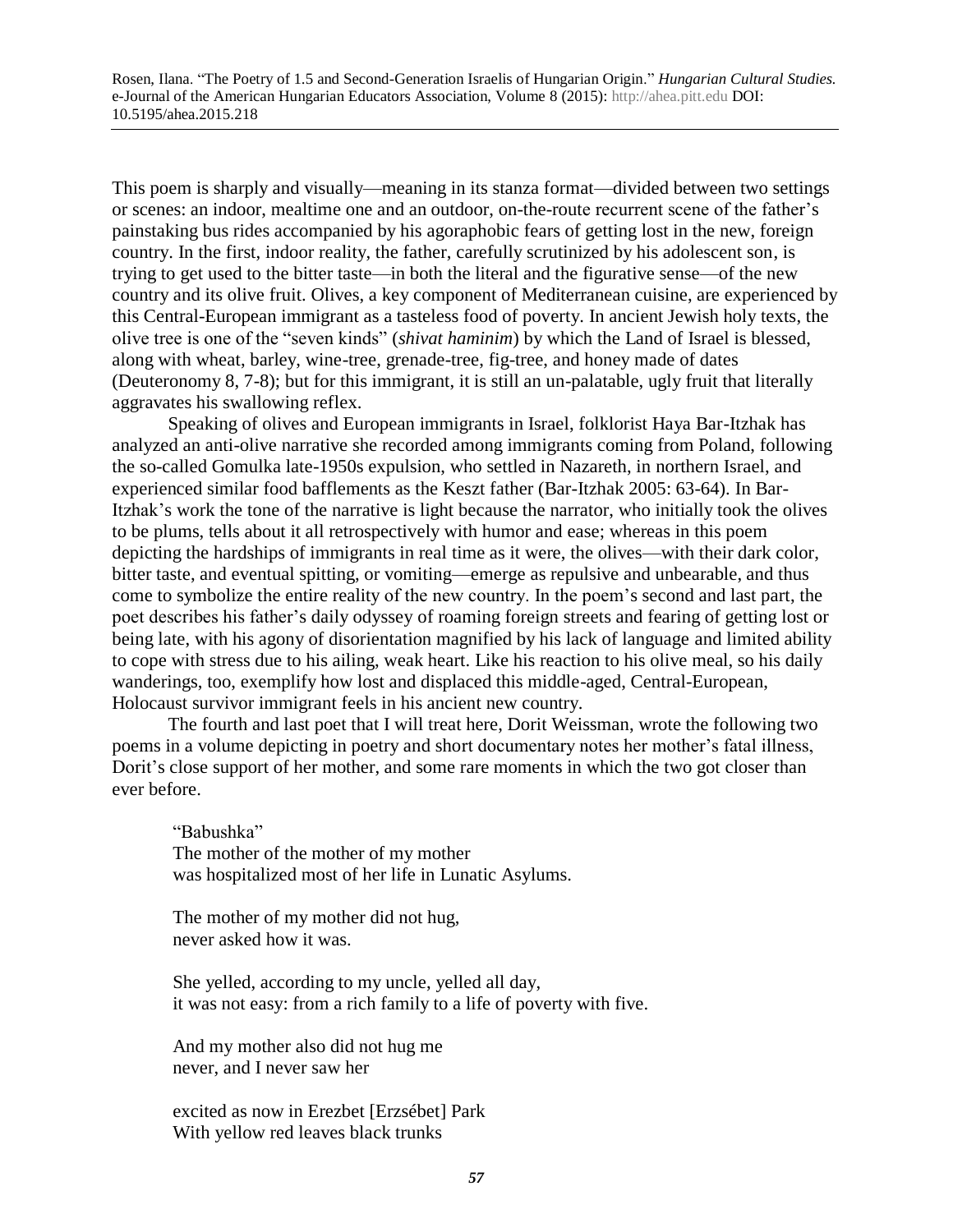This poem is sharply and visually—meaning in its stanza format—divided between two settings or scenes: an indoor, mealtime one and an outdoor, on-the-route recurrent scene of the father's painstaking bus rides accompanied by his agoraphobic fears of getting lost in the new, foreign country. In the first, indoor reality, the father, carefully scrutinized by his adolescent son, is trying to get used to the bitter taste—in both the literal and the figurative sense—of the new country and its olive fruit. Olives, a key component of Mediterranean cuisine, are experienced by this Central-European immigrant as a tasteless food of poverty. In ancient Jewish holy texts, the olive tree is one of the "seven kinds" (*shivat haminim*) by which the Land of Israel is blessed, along with wheat, barley, wine-tree, grenade-tree, fig-tree, and honey made of dates (Deuteronomy 8, 7-8); but for this immigrant, it is still an un-palatable, ugly fruit that literally aggravates his swallowing reflex.

Speaking of olives and European immigrants in Israel, folklorist Haya Bar-Itzhak has analyzed an anti-olive narrative she recorded among immigrants coming from Poland, following the so-called Gomulka late-1950s expulsion, who settled in Nazareth, in northern Israel, and experienced similar food bafflements as the Keszt father (Bar-Itzhak 2005: 63-64). In Bar-Itzhak's work the tone of the narrative is light because the narrator, who initially took the olives to be plums, tells about it all retrospectively with humor and ease; whereas in this poem depicting the hardships of immigrants in real time as it were, the olives—with their dark color, bitter taste, and eventual spitting, or vomiting—emerge as repulsive and unbearable, and thus come to symbolize the entire reality of the new country. In the poem's second and last part, the poet describes his father's daily odyssey of roaming foreign streets and fearing of getting lost or being late, with his agony of disorientation magnified by his lack of language and limited ability to cope with stress due to his ailing, weak heart. Like his reaction to his olive meal, so his daily wanderings, too, exemplify how lost and displaced this middle-aged, Central-European, Holocaust survivor immigrant feels in his ancient new country.

The fourth and last poet that I will treat here, Dorit Weissman, wrote the following two poems in a volume depicting in poetry and short documentary notes her mother's fatal illness, Dorit's close support of her mother, and some rare moments in which the two got closer than ever before.

> "Babushka"
> The mother of the mother of my mother
> was hospitalized most of her life in Lunatic Asylums.
>
> The mother of my mother did not hug,
> never asked how it was.
>
> She yelled, according to my uncle, yelled all day,
> it was not easy: from a rich family to a life of poverty with five.
>
> And my mother also did not hug me
> never, and I never saw her
>
> excited as now in Erezbet [Erzsébet] Park
> With yellow red leaves black trunks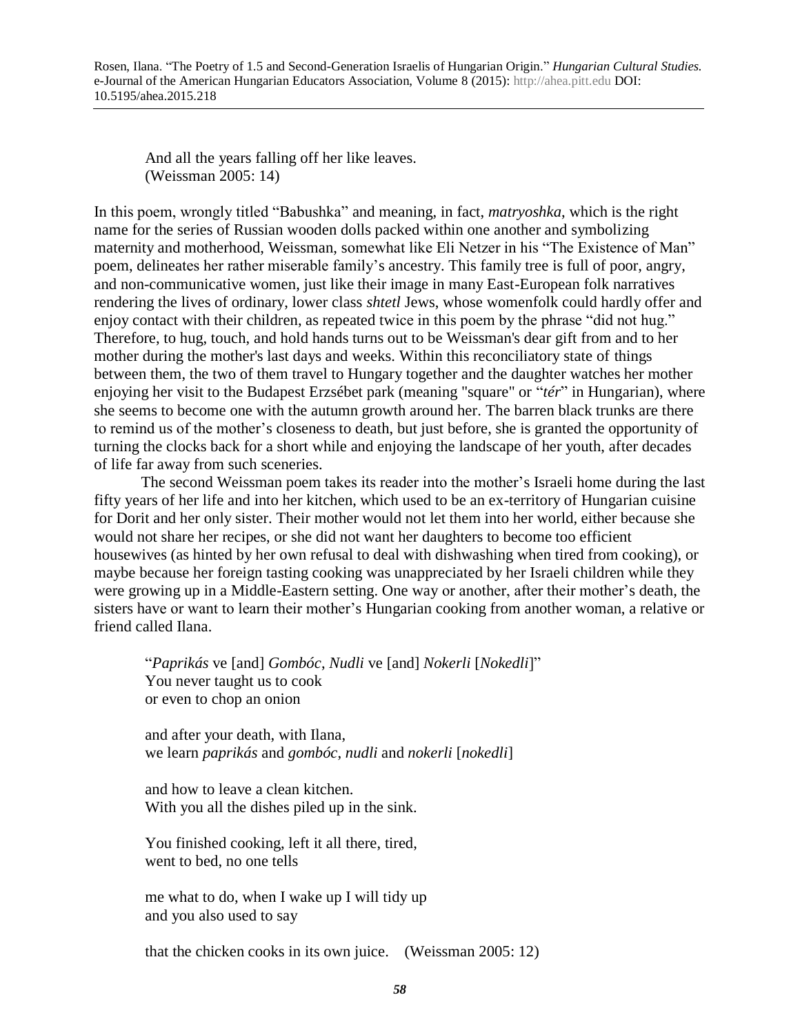> And all the years falling off her like leaves.
> (Weissman 2005: 14)

In this poem, wrongly titled "Babushka" and meaning, in fact, *matryoshka*, which is the right name for the series of Russian wooden dolls packed within one another and symbolizing maternity and motherhood, Weissman, somewhat like Eli Netzer in his "The Existence of Man" poem, delineates her rather miserable family's ancestry. This family tree is full of poor, angry, and non-communicative women, just like their image in many East-European folk narratives rendering the lives of ordinary, lower class *shtetl* Jews, whose womenfolk could hardly offer and enjoy contact with their children, as repeated twice in this poem by the phrase "did not hug." Therefore, to hug, touch, and hold hands turns out to be Weissman's dear gift from and to her mother during the mother's last days and weeks. Within this reconciliatory state of things between them, the two of them travel to Hungary together and the daughter watches her mother enjoying her visit to the Budapest Erzsébet park (meaning "square" or "*tér*" in Hungarian), where she seems to become one with the autumn growth around her. The barren black trunks are there to remind us of the mother's closeness to death, but just before, she is granted the opportunity of turning the clocks back for a short while and enjoying the landscape of her youth, after decades of life far away from such sceneries.

The second Weissman poem takes its reader into the mother's Israeli home during the last fifty years of her life and into her kitchen, which used to be an ex-territory of Hungarian cuisine for Dorit and her only sister. Their mother would not let them into her world, either because she would not share her recipes, or she did not want her daughters to become too efficient housewives (as hinted by her own refusal to deal with dishwashing when tired from cooking), or maybe because her foreign tasting cooking was unappreciated by her Israeli children while they were growing up in a Middle-Eastern setting. One way or another, after their mother's death, the sisters have or want to learn their mother's Hungarian cooking from another woman, a relative or friend called Ilana.

> "*Paprikás* ve [and] *Gombóc*, *Nudli* ve [and] *Nokerli* [*Nokedli*]"
> You never taught us to cook
> or even to chop an onion
>
> and after your death, with Ilana,
> we learn *paprikás* and *gombóc*, *nudli* and *nokerli* [*nokedli*]
>
> and how to leave a clean kitchen.
> With you all the dishes piled up in the sink.
>
> You finished cooking, left it all there, tired,
> went to bed, no one tells
>
> me what to do, when I wake up I will tidy up
> and you also used to say
>
> that the chicken cooks in its own juice. (Weissman 2005: 12)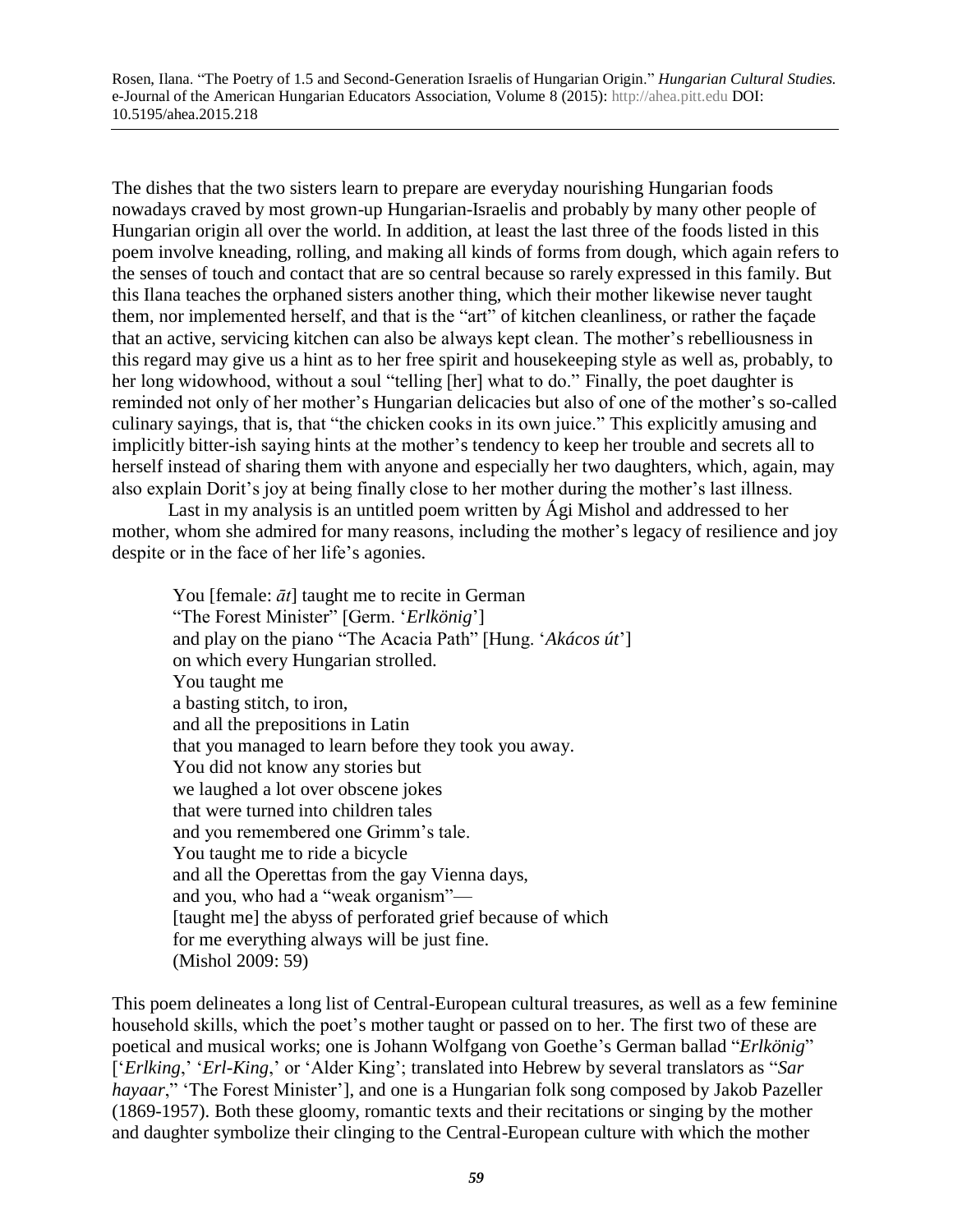The dishes that the two sisters learn to prepare are everyday nourishing Hungarian foods nowadays craved by most grown-up Hungarian-Israelis and probably by many other people of Hungarian origin all over the world. In addition, at least the last three of the foods listed in this poem involve kneading, rolling, and making all kinds of forms from dough, which again refers to the senses of touch and contact that are so central because so rarely expressed in this family. But this Ilana teaches the orphaned sisters another thing, which their mother likewise never taught them, nor implemented herself, and that is the "art" of kitchen cleanliness, or rather the façade that an active, servicing kitchen can also be always kept clean. The mother's rebelliousness in this regard may give us a hint as to her free spirit and housekeeping style as well as, probably, to her long widowhood, without a soul "telling [her] what to do." Finally, the poet daughter is reminded not only of her mother's Hungarian delicacies but also of one of the mother's so-called culinary sayings, that is, that "the chicken cooks in its own juice." This explicitly amusing and implicitly bitter-ish saying hints at the mother's tendency to keep her trouble and secrets all to herself instead of sharing them with anyone and especially her two daughters, which, again, may also explain Dorit's joy at being finally close to her mother during the mother's last illness.

Last in my analysis is an untitled poem written by Ági Mishol and addressed to her mother, whom she admired for many reasons, including the mother's legacy of resilience and joy despite or in the face of her life's agonies.

> You [female: *āt*] taught me to recite in German
> "The Forest Minister" [Germ. '*Erlkönig*']
> and play on the piano "The Acacia Path" [Hung. '*Akácos út*']
> on which every Hungarian strolled.
> You taught me
> a basting stitch, to iron,
> and all the prepositions in Latin
> that you managed to learn before they took you away.
> You did not know any stories but
> we laughed a lot over obscene jokes
> that were turned into children tales
> and you remembered one Grimm's tale.
> You taught me to ride a bicycle
> and all the Operettas from the gay Vienna days,
> and you, who had a "weak organism"—
> [taught me] the abyss of perforated grief because of which
> for me everything always will be just fine.
> (Mishol 2009: 59)

This poem delineates a long list of Central-European cultural treasures, as well as a few feminine household skills, which the poet's mother taught or passed on to her. The first two of these are poetical and musical works; one is Johann Wolfgang von Goethe's German ballad "*Erlkönig*" ['*Erlking*,' '*Erl-King*,' or 'Alder King'; translated into Hebrew by several translators as "*Sar hayaar*," 'The Forest Minister'], and one is a Hungarian folk song composed by Jakob Pazeller (1869-1957). Both these gloomy, romantic texts and their recitations or singing by the mother and daughter symbolize their clinging to the Central-European culture with which the mother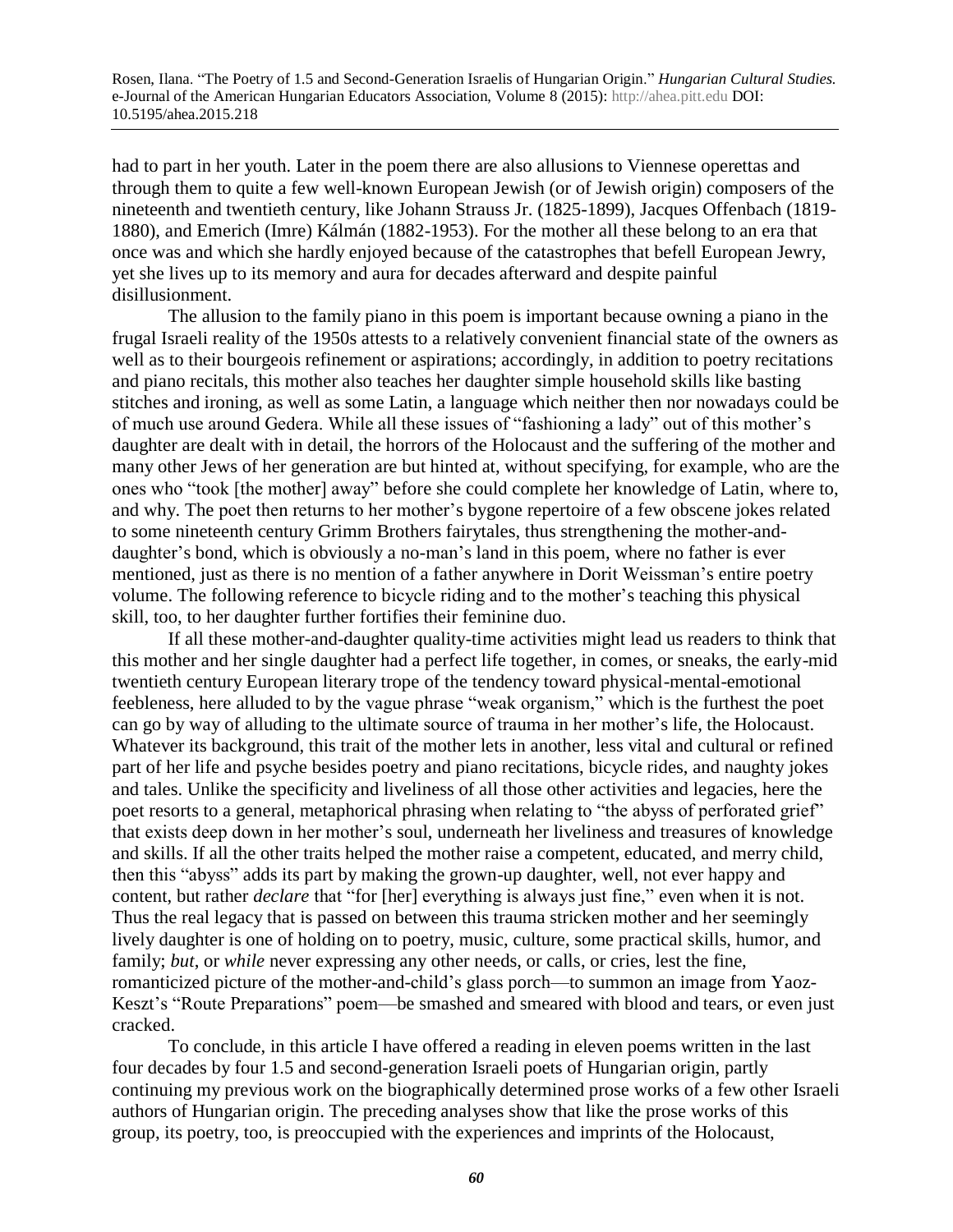had to part in her youth. Later in the poem there are also allusions to Viennese operettas and through them to quite a few well-known European Jewish (or of Jewish origin) composers of the nineteenth and twentieth century, like Johann Strauss Jr. (1825-1899), Jacques Offenbach (1819-1880), and Emerich (Imre) Kálmán (1882-1953). For the mother all these belong to an era that once was and which she hardly enjoyed because of the catastrophes that befell European Jewry, yet she lives up to its memory and aura for decades afterward and despite painful disillusionment.

The allusion to the family piano in this poem is important because owning a piano in the frugal Israeli reality of the 1950s attests to a relatively convenient financial state of the owners as well as to their bourgeois refinement or aspirations; accordingly, in addition to poetry recitations and piano recitals, this mother also teaches her daughter simple household skills like basting stitches and ironing, as well as some Latin, a language which neither then nor nowadays could be of much use around Gedera. While all these issues of "fashioning a lady" out of this mother's daughter are dealt with in detail, the horrors of the Holocaust and the suffering of the mother and many other Jews of her generation are but hinted at, without specifying, for example, who are the ones who "took [the mother] away" before she could complete her knowledge of Latin, where to, and why. The poet then returns to her mother's bygone repertoire of a few obscene jokes related to some nineteenth century Grimm Brothers fairytales, thus strengthening the mother-and-daughter's bond, which is obviously a no-man's land in this poem, where no father is ever mentioned, just as there is no mention of a father anywhere in Dorit Weissman's entire poetry volume. The following reference to bicycle riding and to the mother's teaching this physical skill, too, to her daughter further fortifies their feminine duo.

If all these mother-and-daughter quality-time activities might lead us readers to think that this mother and her single daughter had a perfect life together, in comes, or sneaks, the early-mid twentieth century European literary trope of the tendency toward physical-mental-emotional feebleness, here alluded to by the vague phrase "weak organism," which is the furthest the poet can go by way of alluding to the ultimate source of trauma in her mother's life, the Holocaust. Whatever its background, this trait of the mother lets in another, less vital and cultural or refined part of her life and psyche besides poetry and piano recitations, bicycle rides, and naughty jokes and tales. Unlike the specificity and liveliness of all those other activities and legacies, here the poet resorts to a general, metaphorical phrasing when relating to "the abyss of perforated grief" that exists deep down in her mother's soul, underneath her liveliness and treasures of knowledge and skills. If all the other traits helped the mother raise a competent, educated, and merry child, then this "abyss" adds its part by making the grown-up daughter, well, not ever happy and content, but rather *declare* that "for [her] everything is always just fine," even when it is not. Thus the real legacy that is passed on between this trauma stricken mother and her seemingly lively daughter is one of holding on to poetry, music, culture, some practical skills, humor, and family; *but,* or *while* never expressing any other needs, or calls, or cries, lest the fine, romanticized picture of the mother-and-child's glass porch—to summon an image from Yaoz-Keszt's "Route Preparations" poem—be smashed and smeared with blood and tears, or even just cracked.

To conclude, in this article I have offered a reading in eleven poems written in the last four decades by four 1.5 and second-generation Israeli poets of Hungarian origin, partly continuing my previous work on the biographically determined prose works of a few other Israeli authors of Hungarian origin. The preceding analyses show that like the prose works of this group, its poetry, too, is preoccupied with the experiences and imprints of the Holocaust,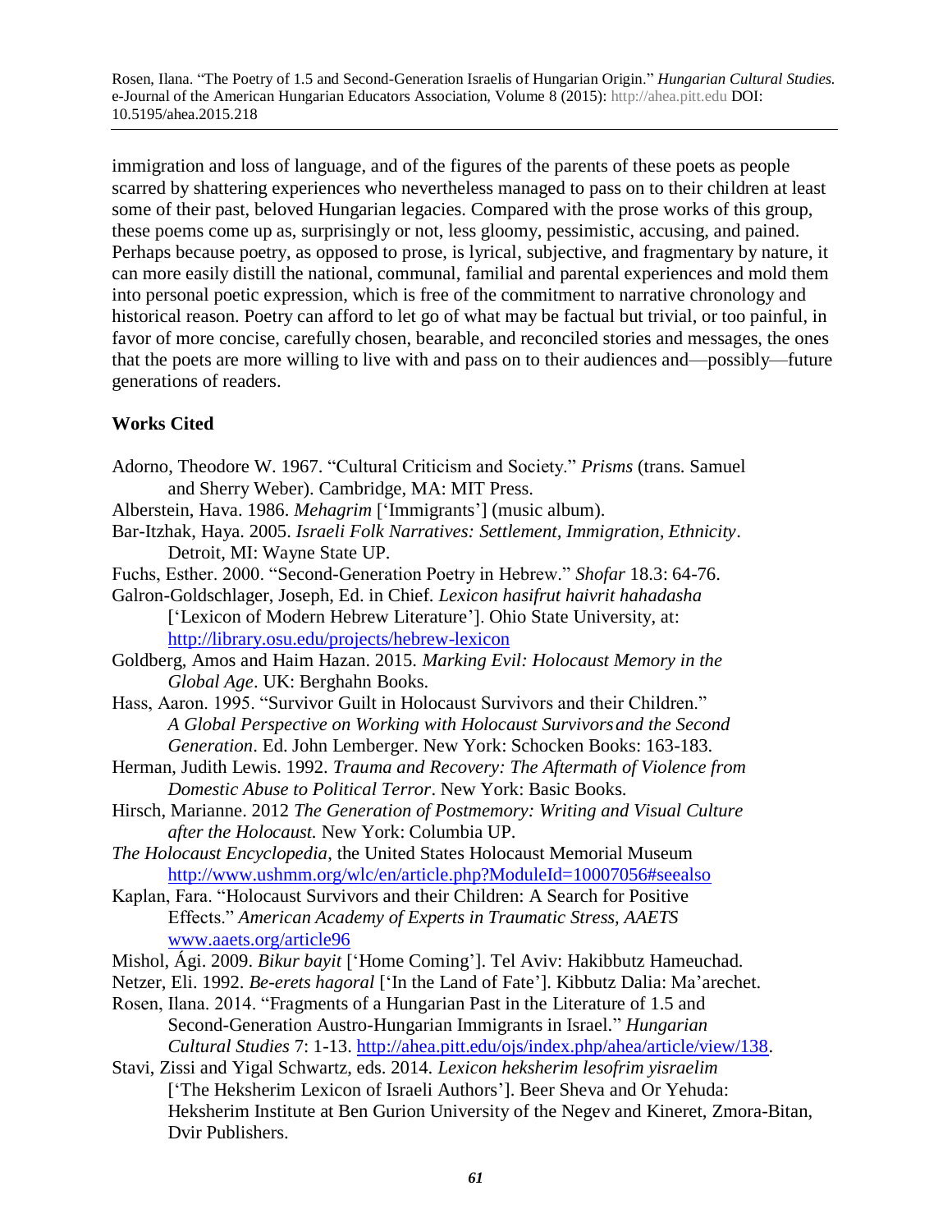immigration and loss of language, and of the figures of the parents of these poets as people scarred by shattering experiences who nevertheless managed to pass on to their children at least some of their past, beloved Hungarian legacies. Compared with the prose works of this group, these poems come up as, surprisingly or not, less gloomy, pessimistic, accusing, and pained. Perhaps because poetry, as opposed to prose, is lyrical, subjective, and fragmentary by nature, it can more easily distill the national, communal, familial and parental experiences and mold them into personal poetic expression, which is free of the commitment to narrative chronology and historical reason. Poetry can afford to let go of what may be factual but trivial, or too painful, in favor of more concise, carefully chosen, bearable, and reconciled stories and messages, the ones that the poets are more willing to live with and pass on to their audiences and—possibly—future generations of readers.

**Works Cited**

Adorno, Theodore W. 1967. "Cultural Criticism and Society." *Prisms* (trans. Samuel and Sherry Weber). Cambridge, MA: MIT Press.

Alberstein, Hava. 1986. *Mehagrim* ['Immigrants'] (music album).

Bar-Itzhak, Haya. 2005. *Israeli Folk Narratives: Settlement, Immigration, Ethnicity*. Detroit, MI: Wayne State UP.

Fuchs, Esther. 2000. "Second-Generation Poetry in Hebrew." *Shofar* 18.3: 64-76.

Galron-Goldschlager, Joseph, Ed. in Chief. *Lexicon hasifrut haivrit hahadasha* ['Lexicon of Modern Hebrew Literature']. Ohio State University, at: http://library.osu.edu/projects/hebrew-lexicon

Goldberg, Amos and Haim Hazan. 2015. *Marking Evil: Holocaust Memory in the Global Age*. UK: Berghahn Books.

Hass, Aaron. 1995. "Survivor Guilt in Holocaust Survivors and their Children." *A Global Perspective on Working with Holocaust Survivors and the Second Generation*. Ed. John Lemberger. New York: Schocken Books: 163-183.

Herman, Judith Lewis. 1992. *Trauma and Recovery: The Aftermath of Violence from Domestic Abuse to Political Terror*. New York: Basic Books.

Hirsch, Marianne. 2012 *The Generation of Postmemory: Writing and Visual Culture after the Holocaust.* New York: Columbia UP.

*The Holocaust Encyclopedia*, the United States Holocaust Memorial Museum http://www.ushmm.org/wlc/en/article.php?ModuleId=10007056#seealso

Kaplan, Fara. "Holocaust Survivors and their Children: A Search for Positive Effects." *American Academy of Experts in Traumatic Stress, AAETS* www.aaets.org/article96

Mishol, Ági. 2009. *Bikur bayit* ['Home Coming']. Tel Aviv: Hakibbutz Hameuchad.

Netzer, Eli. 1992. *Be-erets hagoral* ['In the Land of Fate']. Kibbutz Dalia: Ma'arechet.

Rosen, Ilana. 2014. "Fragments of a Hungarian Past in the Literature of 1.5 and Second-Generation Austro-Hungarian Immigrants in Israel." *Hungarian Cultural Studies* 7: 1-13. http://ahea.pitt.edu/ojs/index.php/ahea/article/view/138.

Stavi, Zissi and Yigal Schwartz, eds. 2014. *Lexicon heksherim lesofrim yisraelim* ['The Heksherim Lexicon of Israeli Authors']. Beer Sheva and Or Yehuda: Heksherim Institute at Ben Gurion University of the Negev and Kineret, Zmora-Bitan, Dvir Publishers.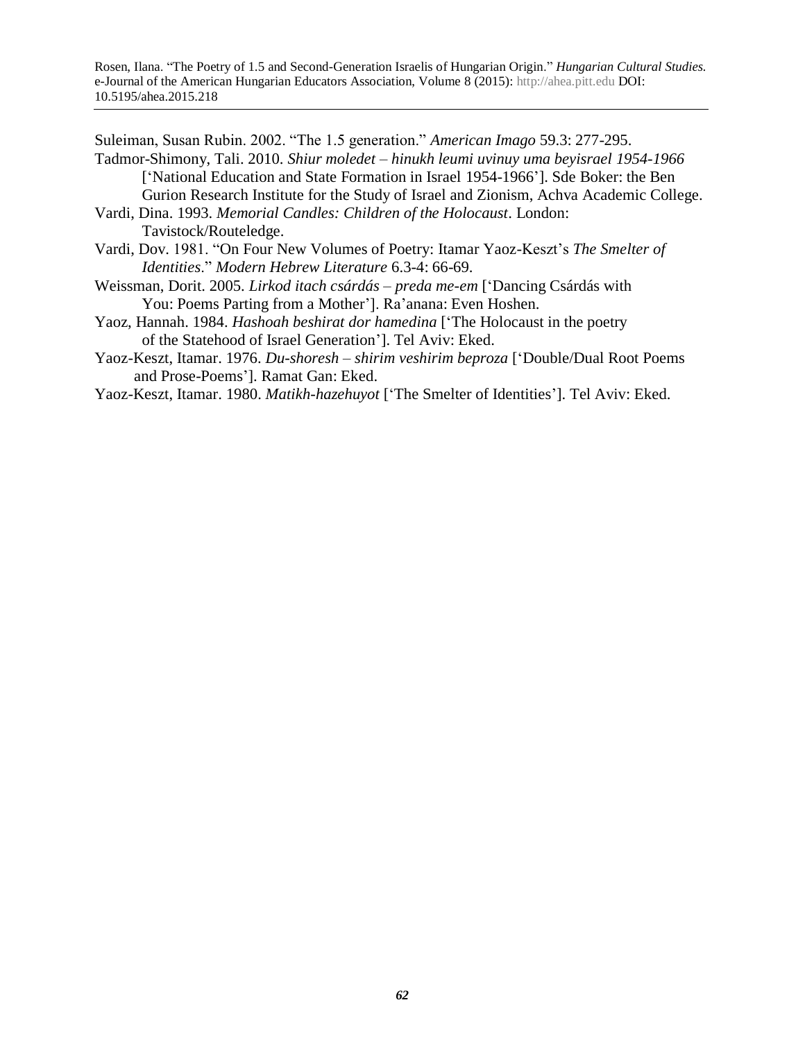Suleiman, Susan Rubin. 2002. "The 1.5 generation." *American Imago* 59.3: 277-295.

Tadmor-Shimony, Tali. 2010. *Shiur moledet – hinukh leumi uvinuy uma beyisrael 1954-1966* ['National Education and State Formation in Israel 1954-1966']. Sde Boker: the Ben Gurion Research Institute for the Study of Israel and Zionism, Achva Academic College.

Vardi, Dina. 1993. *Memorial Candles: Children of the Holocaust*. London: Tavistock/Routeledge.

Vardi, Dov. 1981. "On Four New Volumes of Poetry: Itamar Yaoz-Keszt's *The Smelter of Identities*." *Modern Hebrew Literature* 6.3-4: 66-69.

Weissman, Dorit. 2005. *Lirkod itach csárdás – preda me-em* ['Dancing Csárdás with You: Poems Parting from a Mother']. Ra'anana: Even Hoshen.

Yaoz, Hannah. 1984. *Hashoah beshirat dor hamedina* ['The Holocaust in the poetry of the Statehood of Israel Generation']. Tel Aviv: Eked.

Yaoz-Keszt, Itamar. 1976. *Du-shoresh – shirim veshirim beproza* ['Double/Dual Root Poems and Prose-Poems']. Ramat Gan: Eked.

Yaoz-Keszt, Itamar. 1980. *Matikh-hazehuyot* ['The Smelter of Identities']. Tel Aviv: Eked.